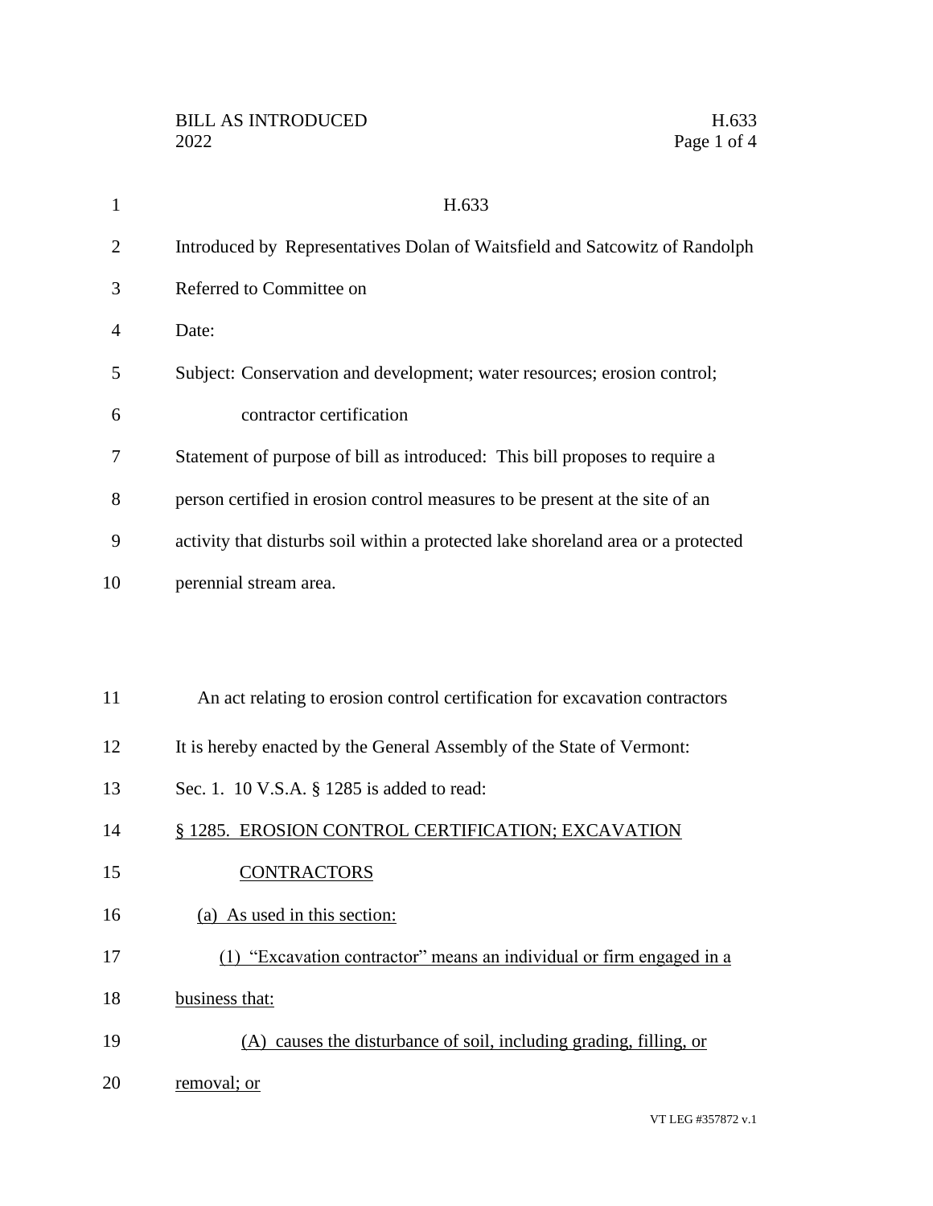H.633

Introduced by Representatives Dolan of Waitsfield and Satcowitz of Randolph

Referred to Committee on

Date:

Subject: Conservation and development; water resources; erosion control; contractor certification

Statement of purpose of bill as introduced: This bill proposes to require a person certified in erosion control measures to be present at the site of an activity that disturbs soil within a protected lake shoreland area or a protected perennial stream area.

An act relating to erosion control certification for excavation contractors

It is hereby enacted by the General Assembly of the State of Vermont:

Sec. 1. 10 V.S.A. § 1285 is added to read:

<u>§ 1285. EROSION CONTROL CERTIFICATION; EXCAVATION CONTRACTORS</u>

<u>(a) As used in this section:</u>

<u>(1) "Excavation contractor" means an individual or firm engaged in a business that:</u>

<u>(A) causes the disturbance of soil, including grading, filling, or removal; or</u>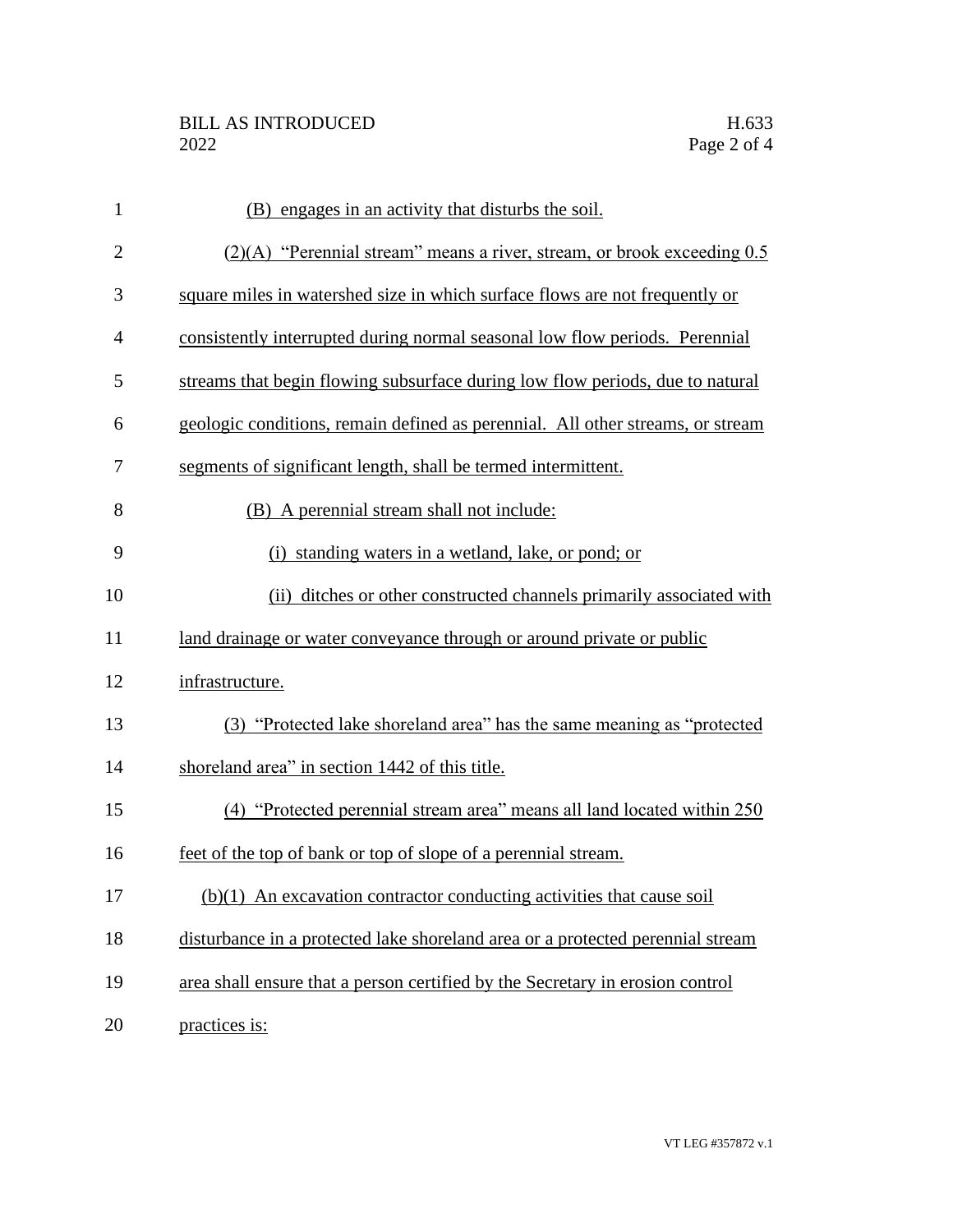(B) engages in an activity that disturbs the soil.

(2)(A) "Perennial stream" means a river, stream, or brook exceeding 0.5 square miles in watershed size in which surface flows are not frequently or consistently interrupted during normal seasonal low flow periods. Perennial streams that begin flowing subsurface during low flow periods, due to natural geologic conditions, remain defined as perennial. All other streams, or stream segments of significant length, shall be termed intermittent.

(B) A perennial stream shall not include:

(i) standing waters in a wetland, lake, or pond; or

(ii) ditches or other constructed channels primarily associated with land drainage or water conveyance through or around private or public infrastructure.

(3) "Protected lake shoreland area" has the same meaning as "protected shoreland area" in section 1442 of this title.

(4) "Protected perennial stream area" means all land located within 250 feet of the top of bank or top of slope of a perennial stream.

(b)(1) An excavation contractor conducting activities that cause soil disturbance in a protected lake shoreland area or a protected perennial stream area shall ensure that a person certified by the Secretary in erosion control practices is: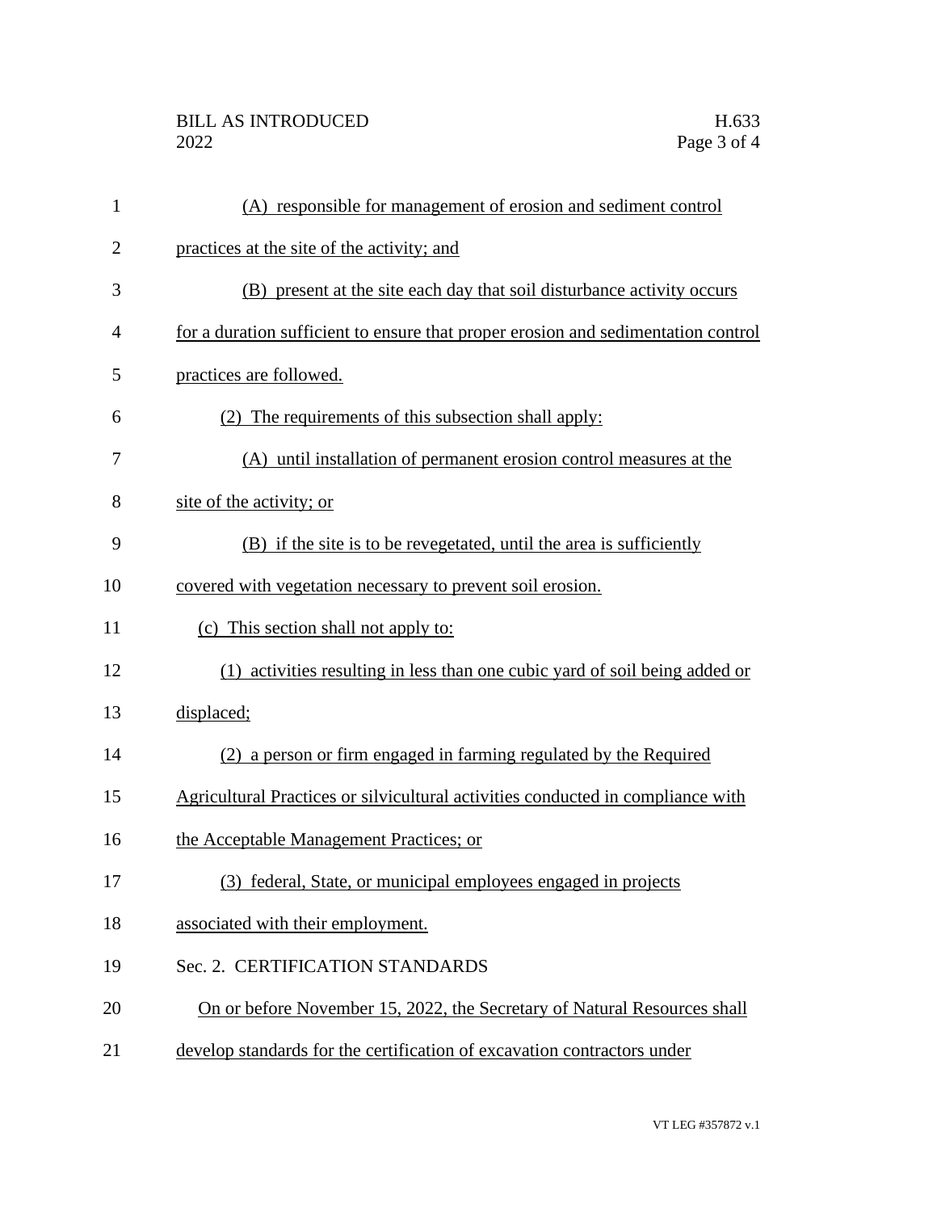(A) responsible for management of erosion and sediment control practices at the site of the activity; and

(B) present at the site each day that soil disturbance activity occurs for a duration sufficient to ensure that proper erosion and sedimentation control practices are followed.

(2) The requirements of this subsection shall apply:

(A) until installation of permanent erosion control measures at the site of the activity; or

(B) if the site is to be revegetated, until the area is sufficiently covered with vegetation necessary to prevent soil erosion.

(c) This section shall not apply to:

(1) activities resulting in less than one cubic yard of soil being added or displaced;

(2) a person or firm engaged in farming regulated by the Required Agricultural Practices or silvicultural activities conducted in compliance with the Acceptable Management Practices; or

(3) federal, State, or municipal employees engaged in projects associated with their employment.

Sec. 2. CERTIFICATION STANDARDS

On or before November 15, 2022, the Secretary of Natural Resources shall develop standards for the certification of excavation contractors under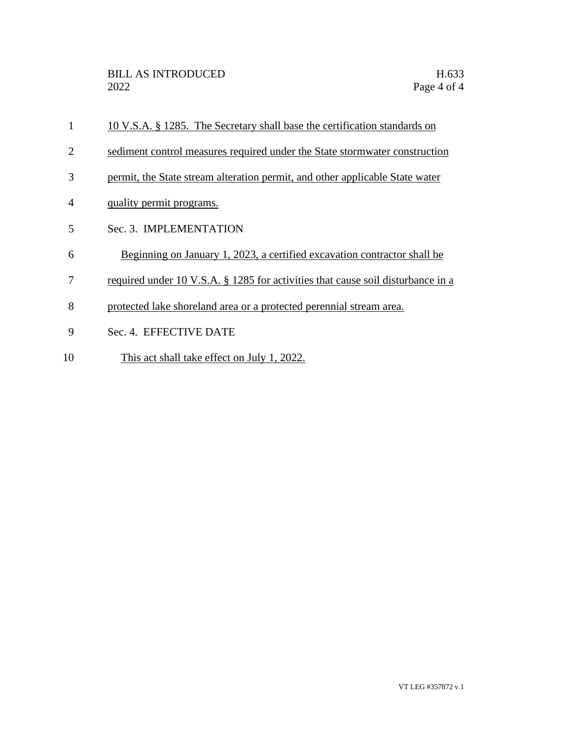10 V.S.A. § 1285. The Secretary shall base the certification standards on sediment control measures required under the State stormwater construction permit, the State stream alteration permit, and other applicable State water quality permit programs.

Sec. 3. IMPLEMENTATION

Beginning on January 1, 2023, a certified excavation contractor shall be required under 10 V.S.A. § 1285 for activities that cause soil disturbance in a protected lake shoreland area or a protected perennial stream area.

Sec. 4. EFFECTIVE DATE

This act shall take effect on July 1, 2022.